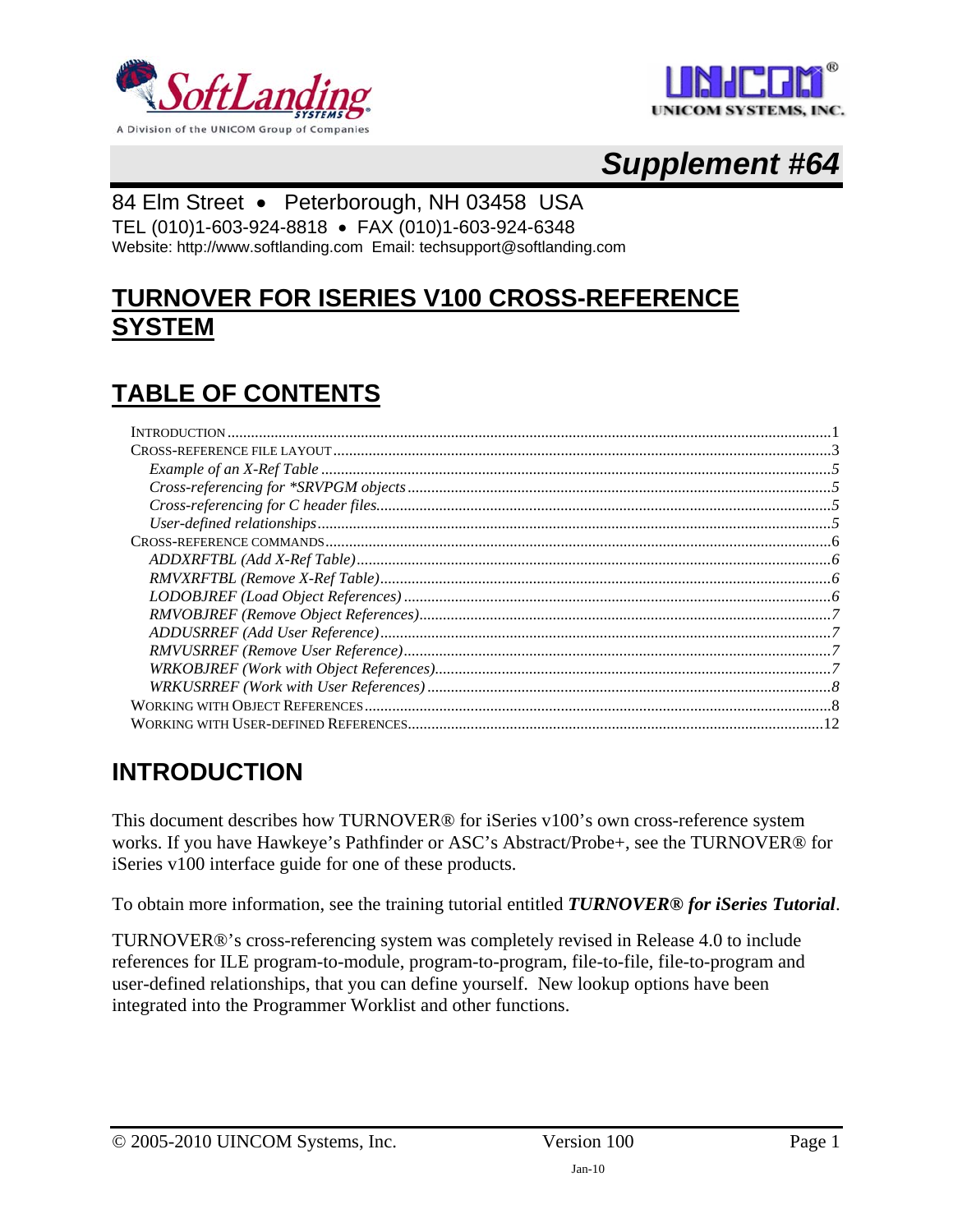SoftLanding SYSTEMS

A Division of the UNICOM Group of Companies

UNICOM SYSTEMS, INC.

# *Supplement #64*

84 Elm Street • Peterborough, NH 03458 USA

TEL (010)1-603-924-8818 • FAX (010)1-603-924-6348

Website: http://www.softlanding.com Email: techsupport@softlanding.com

# TURNOVER FOR ISERIES V100 CROSS-REFERENCE SYSTEM

# TABLE OF CONTENTS

- INTRODUCTION .......... 1
- CROSS-REFERENCE FILE LAYOUT .......... 3
  - *Example of an X-Ref Table* .......... 5
  - *Cross-referencing for *SRVPGM objects* .......... 5
  - *Cross-referencing for C header files* .......... 5
  - *User-defined relationships* .......... 5
- CROSS-REFERENCE COMMANDS .......... 6
  - *ADDXRFTBL (Add X-Ref Table)* .......... 6
  - *RMVXRFTBL (Remove X-Ref Table)* .......... 6
  - *LODOBJREF (Load Object References)* .......... 6
  - *RMVOBJREF (Remove Object References)* .......... 7
  - *ADDUSRREF (Add User Reference)* .......... 7
  - *RMVUSRREF (Remove User Reference)* .......... 7
  - *WRKOBJREF (Work with Object References)* .......... 7
  - *WRKUSRREF (Work with User References)* .......... 8
- WORKING WITH OBJECT REFERENCES .......... 8
- WORKING WITH USER-DEFINED REFERENCES .......... 12

## INTRODUCTION

This document describes how TURNOVER® for iSeries v100's own cross-reference system works. If you have Hawkeye's Pathfinder or ASC's Abstract/Probe+, see the TURNOVER® for iSeries v100 interface guide for one of these products.

To obtain more information, see the training tutorial entitled ***TURNOVER® for iSeries Tutorial***.

TURNOVER®'s cross-referencing system was completely revised in Release 4.0 to include references for ILE program-to-module, program-to-program, file-to-file, file-to-program and user-defined relationships, that you can define yourself. New lookup options have been integrated into the Programmer Worklist and other functions.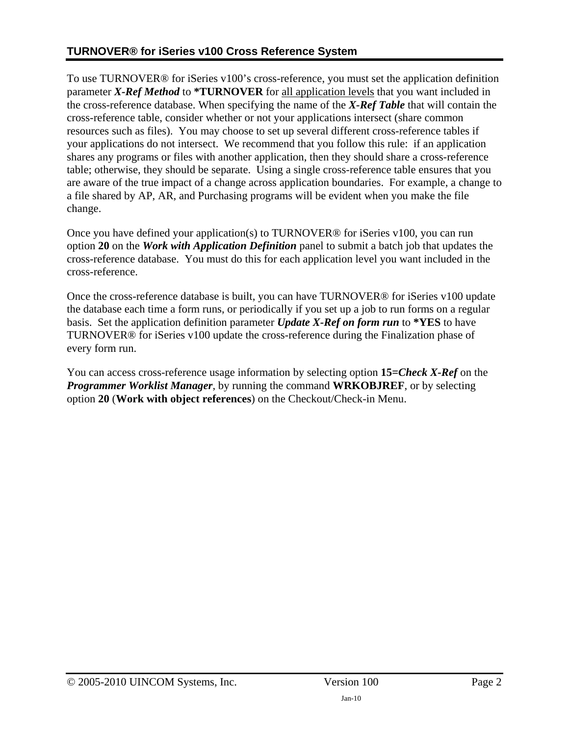## TURNOVER® for iSeries v100 Cross Reference System

To use TURNOVER® for iSeries v100's cross-reference, you must set the application definition parameter ***X-Ref Method*** to **\*TURNOVER** for <u>all application levels</u> that you want included in the cross-reference database. When specifying the name of the ***X-Ref Table*** that will contain the cross-reference table, consider whether or not your applications intersect (share common resources such as files). You may choose to set up several different cross-reference tables if your applications do not intersect. We recommend that you follow this rule: if an application shares any programs or files with another application, then they should share a cross-reference table; otherwise, they should be separate. Using a single cross-reference table ensures that you are aware of the true impact of a change across application boundaries. For example, a change to a file shared by AP, AR, and Purchasing programs will be evident when you make the file change.

Once you have defined your application(s) to TURNOVER® for iSeries v100, you can run option **20** on the ***Work with Application Definition*** panel to submit a batch job that updates the cross-reference database. You must do this for each application level you want included in the cross-reference.

Once the cross-reference database is built, you can have TURNOVER® for iSeries v100 update the database each time a form runs, or periodically if you set up a job to run forms on a regular basis. Set the application definition parameter ***Update X-Ref on form run*** to **\*YES** to have TURNOVER® for iSeries v100 update the cross-reference during the Finalization phase of every form run.

You can access cross-reference usage information by selecting option **15=*Check X-Ref*** on the ***Programmer Worklist Manager***, by running the command **WRKOBJREF**, or by selecting option **20** (**Work with object references**) on the Checkout/Check-in Menu.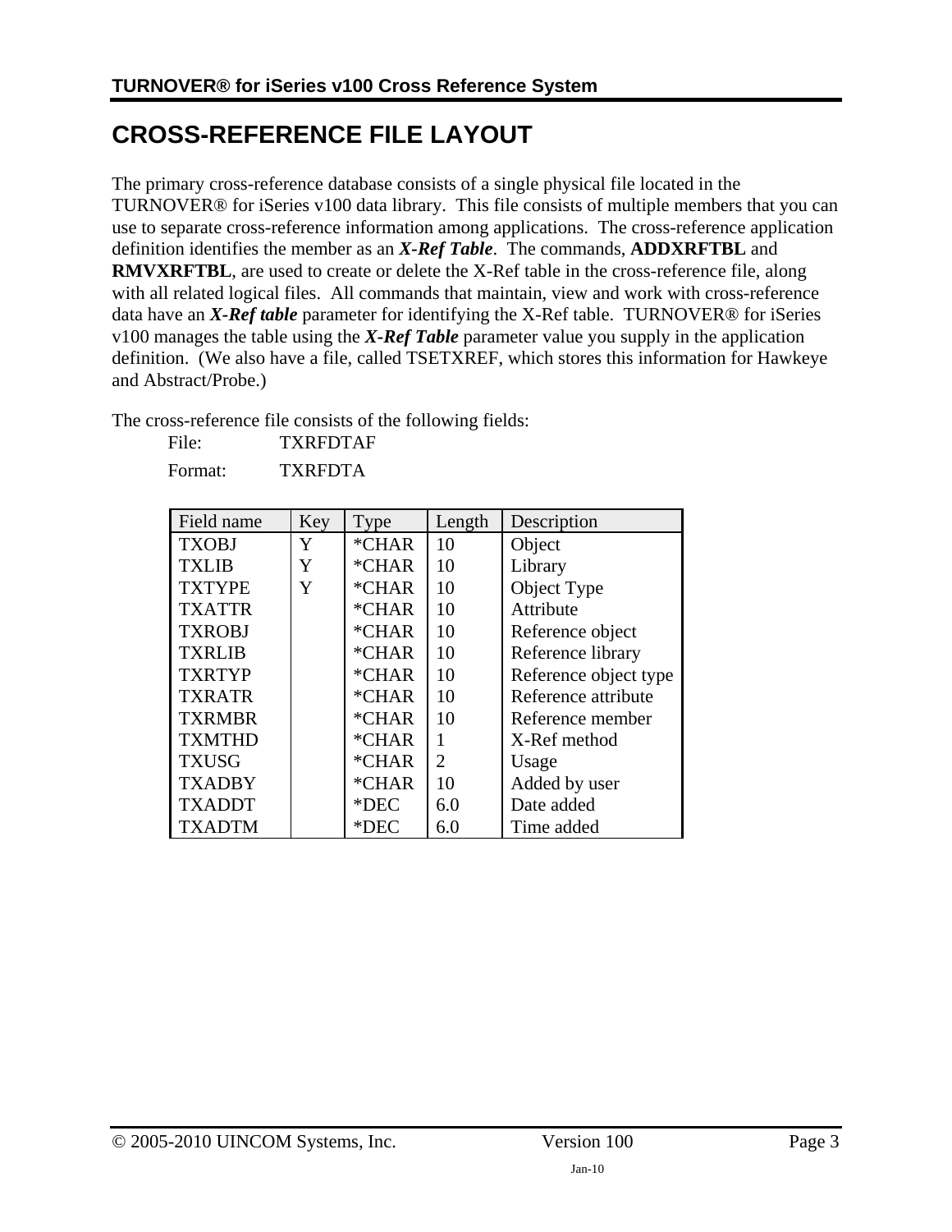# CROSS-REFERENCE FILE LAYOUT

The primary cross-reference database consists of a single physical file located in the TURNOVER® for iSeries v100 data library. This file consists of multiple members that you can use to separate cross-reference information among applications. The cross-reference application definition identifies the member as an ***X-Ref Table***. The commands, **ADDXRFTBL** and **RMVXRFTBL**, are used to create or delete the X-Ref table in the cross-reference file, along with all related logical files. All commands that maintain, view and work with cross-reference data have an ***X-Ref table*** parameter for identifying the X-Ref table. TURNOVER® for iSeries v100 manages the table using the ***X-Ref Table*** parameter value you supply in the application definition. (We also have a file, called TSETXREF, which stores this information for Hawkeye and Abstract/Probe.)

The cross-reference file consists of the following fields:

File: TXRFDTAF

Format: TXRFDTA

| Field name | Key | Type | Length | Description |
|---|---|---|---|---|
| TXOBJ | Y | *CHAR | 10 | Object |
| TXLIB | Y | *CHAR | 10 | Library |
| TXTYPE | Y | *CHAR | 10 | Object Type |
| TXATTR | | *CHAR | 10 | Attribute |
| TXROBJ | | *CHAR | 10 | Reference object |
| TXRLIB | | *CHAR | 10 | Reference library |
| TXRTYP | | *CHAR | 10 | Reference object type |
| TXRATR | | *CHAR | 10 | Reference attribute |
| TXRMBR | | *CHAR | 10 | Reference member |
| TXMTHD | | *CHAR | 1 | X-Ref method |
| TXUSG | | *CHAR | 2 | Usage |
| TXADBY | | *CHAR | 10 | Added by user |
| TXADDT | | *DEC | 6.0 | Date added |
| TXADTM | | *DEC | 6.0 | Time added |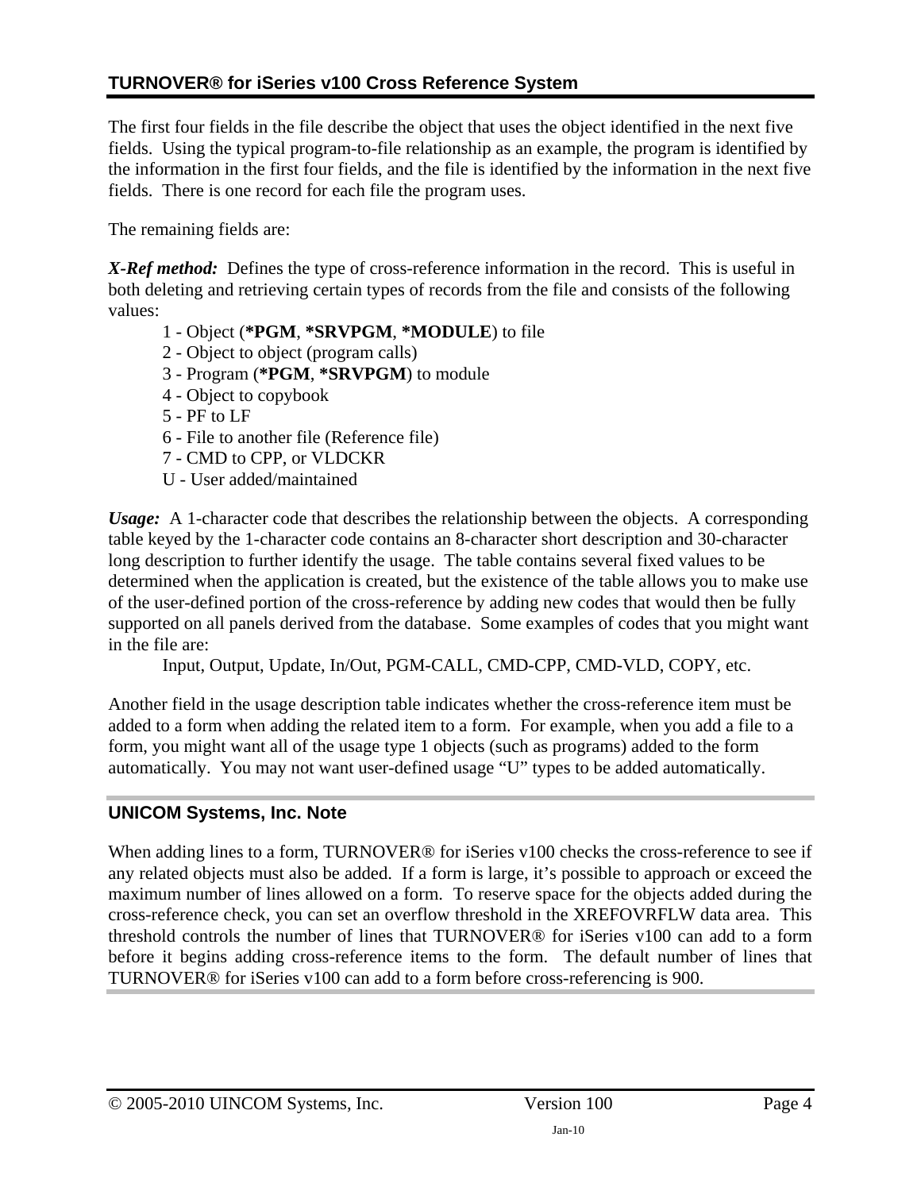The first four fields in the file describe the object that uses the object identified in the next five fields. Using the typical program-to-file relationship as an example, the program is identified by the information in the first four fields, and the file is identified by the information in the next five fields. There is one record for each file the program uses.

The remaining fields are:

***X-Ref method:*** Defines the type of cross-reference information in the record. This is useful in both deleting and retrieving certain types of records from the file and consists of the following values:

- 1 - Object (**\*PGM**, **\*SRVPGM**, **\*MODULE**) to file
- 2 - Object to object (program calls)
- 3 - Program (**\*PGM**, **\*SRVPGM**) to module
- 4 - Object to copybook
- 5 - PF to LF
- 6 - File to another file (Reference file)
- 7 - CMD to CPP, or VLDCKR
- U - User added/maintained

***Usage:*** A 1-character code that describes the relationship between the objects. A corresponding table keyed by the 1-character code contains an 8-character short description and 30-character long description to further identify the usage. The table contains several fixed values to be determined when the application is created, but the existence of the table allows you to make use of the user-defined portion of the cross-reference by adding new codes that would then be fully supported on all panels derived from the database. Some examples of codes that you might want in the file are:

Input, Output, Update, In/Out, PGM-CALL, CMD-CPP, CMD-VLD, COPY, etc.

Another field in the usage description table indicates whether the cross-reference item must be added to a form when adding the related item to a form. For example, when you add a file to a form, you might want all of the usage type 1 objects (such as programs) added to the form automatically. You may not want user-defined usage "U" types to be added automatically.

### UNICOM Systems, Inc. Note

When adding lines to a form, TURNOVER® for iSeries v100 checks the cross-reference to see if any related objects must also be added. If a form is large, it's possible to approach or exceed the maximum number of lines allowed on a form. To reserve space for the objects added during the cross-reference check, you can set an overflow threshold in the XREFOVRFLW data area. This threshold controls the number of lines that TURNOVER® for iSeries v100 can add to a form before it begins adding cross-reference items to the form. The default number of lines that TURNOVER® for iSeries v100 can add to a form before cross-referencing is 900.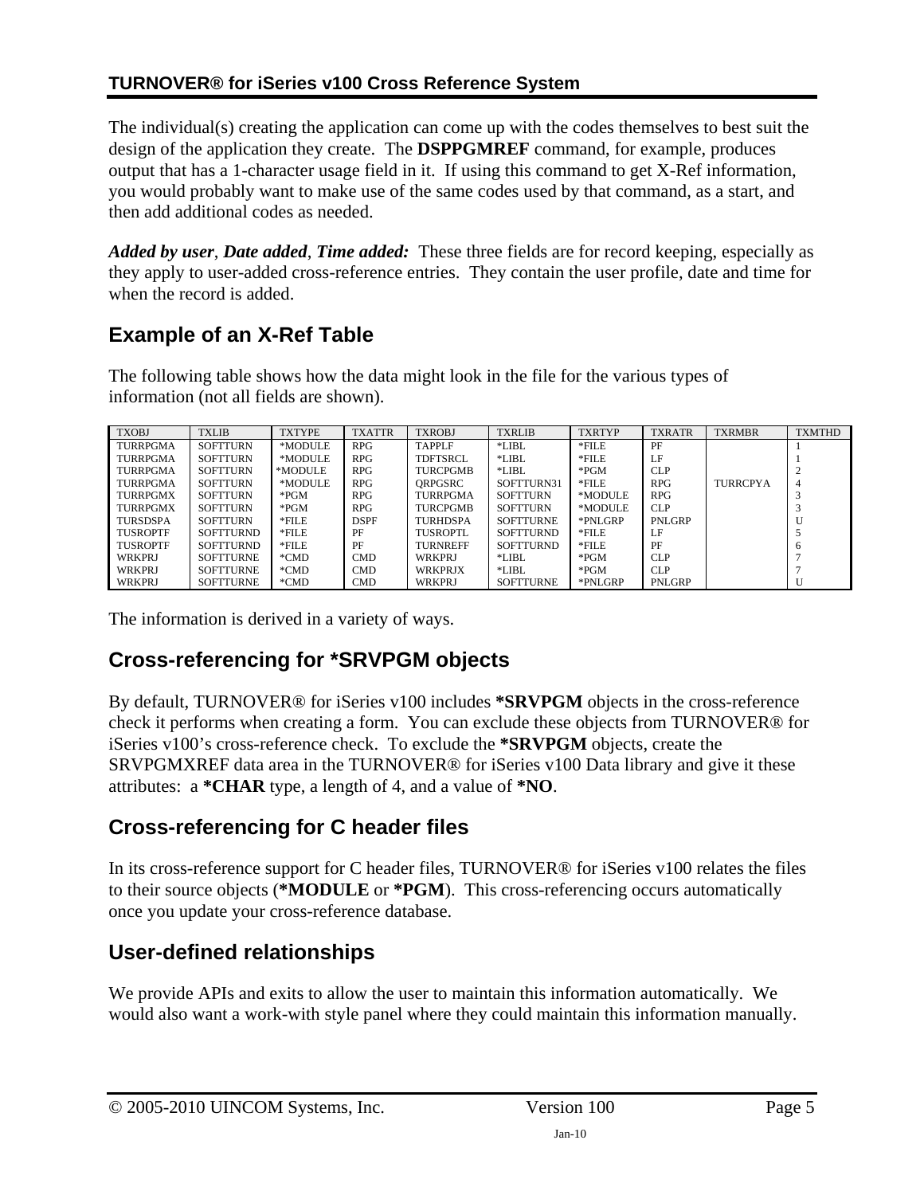The individual(s) creating the application can come up with the codes themselves to best suit the design of the application they create. The **DSPPGMREF** command, for example, produces output that has a 1-character usage field in it. If using this command to get X-Ref information, you would probably want to make use of the same codes used by that command, as a start, and then add additional codes as needed.

***Added by user***, ***Date added***, ***Time added:*** These three fields are for record keeping, especially as they apply to user-added cross-reference entries. They contain the user profile, date and time for when the record is added.

## Example of an X-Ref Table

The following table shows how the data might look in the file for the various types of information (not all fields are shown).

| TXOBJ | TXLIB | TXTYPE | TXATTR | TXROBJ | TXRLIB | TXRTYP | TXRATR | TXRMBR | TXMTHD |
|---|---|---|---|---|---|---|---|---|---|
| TURRPGMA | SOFTTURN | *MODULE | RPG | TAPPLF | *LIBL | *FILE | PF | | 1 |
| TURRPGMA | SOFTTURN | *MODULE | RPG | TDFTSRCL | *LIBL | *FILE | LF | | 1 |
| TURRPGMA | SOFTTURN | *MODULE | RPG | TURCPGMB | *LIBL | *PGM | CLP | | 2 |
| TURRPGMA | SOFTTURN | *MODULE | RPG | QRPGSRC | SOFTTURN31 | *FILE | RPG | TURRCPYA | 4 |
| TURRPGMX | SOFTTURN | *PGM | RPG | TURRPGMA | SOFTTURN | *MODULE | RPG | | 3 |
| TURRPGMX | SOFTTURN | *PGM | RPG | TURCPGMB | SOFTTURN | *MODULE | CLP | | 3 |
| TURSDSPA | SOFTTURN | *FILE | DSPF | TURHDSPA | SOFTTURNE | *PNLGRP | PNLGRP | | U |
| TUSROPTF | SOFTTURND | *FILE | PF | TUSROPTL | SOFTTURND | *FILE | LF | | 5 |
| TUSROPTF | SOFTTURND | *FILE | PF | TURNREFF | SOFTTURND | *FILE | PF | | 6 |
| WRKPRJ | SOFTTURNE | *CMD | CMD | WRKPRJ | *LIBL | *PGM | CLP | | 7 |
| WRKPRJ | SOFTTURNE | *CMD | CMD | WRKPRJX | *LIBL | *PGM | CLP | | 7 |
| WRKPRJ | SOFTTURNE | *CMD | CMD | WRKPRJ | SOFTTURNE | *PNLGRP | PNLGRP | | U |

The information is derived in a variety of ways.

## Cross-referencing for *SRVPGM objects

By default, TURNOVER® for iSeries v100 includes ***SRVPGM** objects in the cross-reference check it performs when creating a form. You can exclude these objects from TURNOVER® for iSeries v100's cross-reference check. To exclude the ***SRVPGM** objects, create the SRVPGMXREF data area in the TURNOVER® for iSeries v100 Data library and give it these attributes: a ***CHAR** type, a length of 4, and a value of ***NO**.

## Cross-referencing for C header files

In its cross-reference support for C header files, TURNOVER® for iSeries v100 relates the files to their source objects (***MODULE** or ***PGM**). This cross-referencing occurs automatically once you update your cross-reference database.

## User-defined relationships

We provide APIs and exits to allow the user to maintain this information automatically. We would also want a work-with style panel where they could maintain this information manually.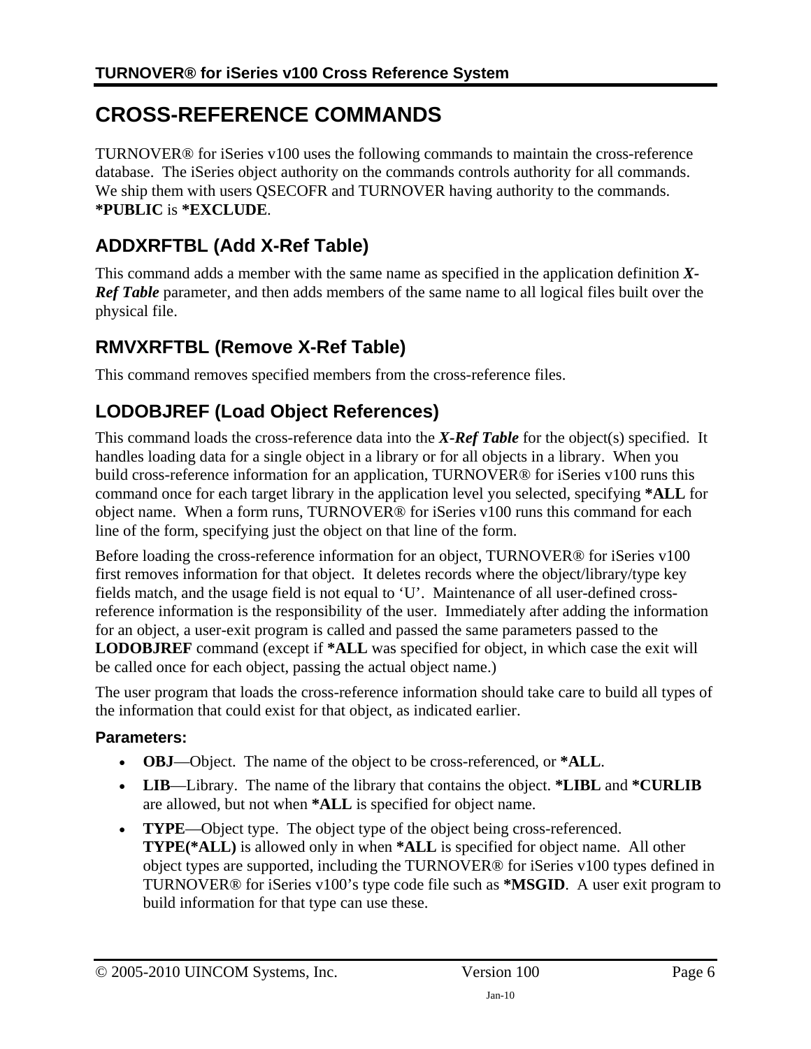# CROSS-REFERENCE COMMANDS

TURNOVER® for iSeries v100 uses the following commands to maintain the cross-reference database. The iSeries object authority on the commands controls authority for all commands. We ship them with users QSECOFR and TURNOVER having authority to the commands. ***PUBLIC** is ***EXCLUDE**.

## ADDXRFTBL (Add X-Ref Table)

This command adds a member with the same name as specified in the application definition ***X-Ref Table*** parameter, and then adds members of the same name to all logical files built over the physical file.

## RMVXRFTBL (Remove X-Ref Table)

This command removes specified members from the cross-reference files.

## LODOBJREF (Load Object References)

This command loads the cross-reference data into the ***X-Ref Table*** for the object(s) specified. It handles loading data for a single object in a library or for all objects in a library. When you build cross-reference information for an application, TURNOVER® for iSeries v100 runs this command once for each target library in the application level you selected, specifying ***ALL** for object name. When a form runs, TURNOVER® for iSeries v100 runs this command for each line of the form, specifying just the object on that line of the form.

Before loading the cross-reference information for an object, TURNOVER® for iSeries v100 first removes information for that object. It deletes records where the object/library/type key fields match, and the usage field is not equal to 'U'. Maintenance of all user-defined cross-reference information is the responsibility of the user. Immediately after adding the information for an object, a user-exit program is called and passed the same parameters passed to the **LODOBJREF** command (except if ***ALL** was specified for object, in which case the exit will be called once for each object, passing the actual object name.)

The user program that loads the cross-reference information should take care to build all types of the information that could exist for that object, as indicated earlier.

### Parameters:

- **OBJ**—Object. The name of the object to be cross-referenced, or ***ALL**.
- **LIB**—Library. The name of the library that contains the object. ***LIBL** and ***CURLIB** are allowed, but not when ***ALL** is specified for object name.
- **TYPE**—Object type. The object type of the object being cross-referenced. **TYPE(*ALL)** is allowed only in when ***ALL** is specified for object name. All other object types are supported, including the TURNOVER® for iSeries v100 types defined in TURNOVER® for iSeries v100's type code file such as ***MSGID**. A user exit program to build information for that type can use these.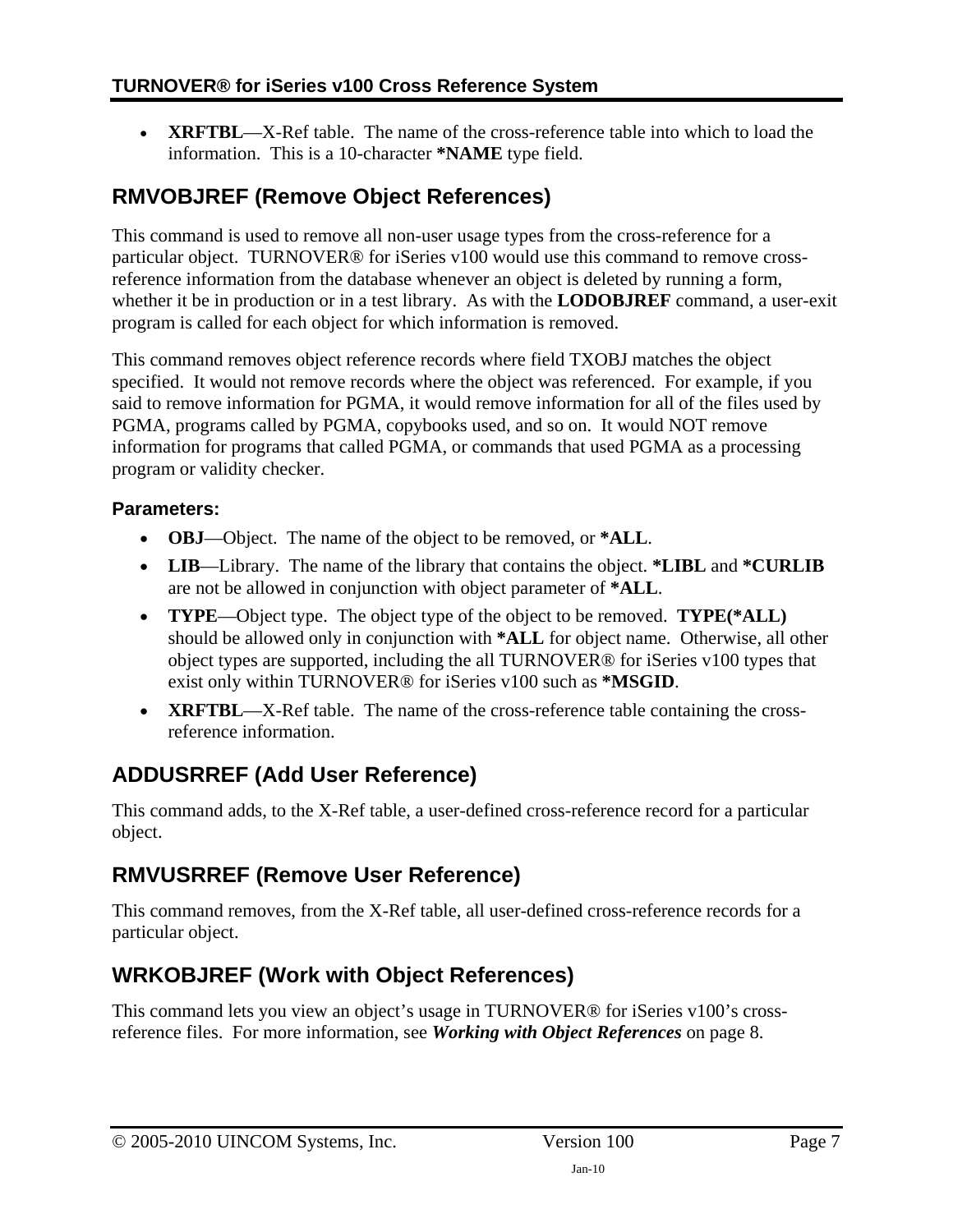- **XRFTBL**—X-Ref table. The name of the cross-reference table into which to load the information. This is a 10-character ***NAME** type field.

## RMVOBJREF (Remove Object References)

This command is used to remove all non-user usage types from the cross-reference for a particular object. TURNOVER® for iSeries v100 would use this command to remove cross-reference information from the database whenever an object is deleted by running a form, whether it be in production or in a test library. As with the **LODOBJREF** command, a user-exit program is called for each object for which information is removed.

This command removes object reference records where field TXOBJ matches the object specified. It would not remove records where the object was referenced. For example, if you said to remove information for PGMA, it would remove information for all of the files used by PGMA, programs called by PGMA, copybooks used, and so on. It would NOT remove information for programs that called PGMA, or commands that used PGMA as a processing program or validity checker.

### Parameters:

- **OBJ**—Object. The name of the object to be removed, or ***ALL**.
- **LIB**—Library. The name of the library that contains the object. ***LIBL** and ***CURLIB** are not be allowed in conjunction with object parameter of ***ALL**.
- **TYPE**—Object type. The object type of the object to be removed. **TYPE(*ALL)** should be allowed only in conjunction with ***ALL** for object name. Otherwise, all other object types are supported, including the all TURNOVER® for iSeries v100 types that exist only within TURNOVER® for iSeries v100 such as ***MSGID**.
- **XRFTBL**—X-Ref table. The name of the cross-reference table containing the cross-reference information.

## ADDUSRREF (Add User Reference)

This command adds, to the X-Ref table, a user-defined cross-reference record for a particular object.

## RMVUSRREF (Remove User Reference)

This command removes, from the X-Ref table, all user-defined cross-reference records for a particular object.

## WRKOBJREF (Work with Object References)

This command lets you view an object's usage in TURNOVER® for iSeries v100's cross-reference files. For more information, see ***Working with Object References*** on page 8.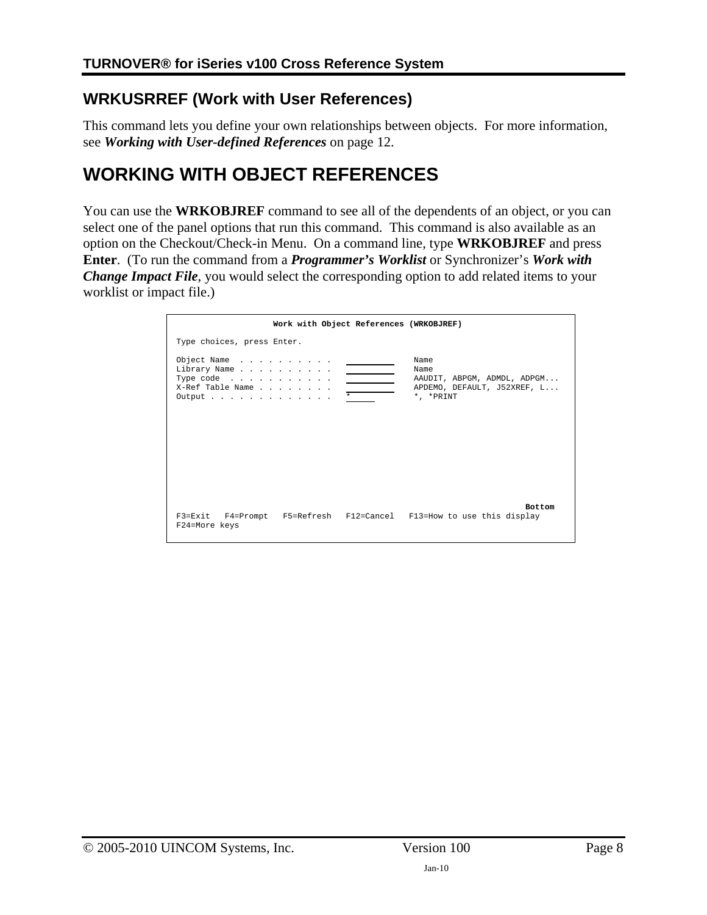## WRKUSRREF (Work with User References)

This command lets you define your own relationships between objects. For more information, see ***Working with User-defined References*** on page 12.

# WORKING WITH OBJECT REFERENCES

You can use the **WRKOBJREF** command to see all of the dependents of an object, or you can select one of the panel options that run this command. This command is also available as an option on the Checkout/Check-in Menu. On a command line, type **WRKOBJREF** and press **Enter**. (To run the command from a ***Programmer's Worklist*** or Synchronizer's ***Work with Change Impact File***, you would select the corresponding option to add related items to your worklist or impact file.)

```
                    Work with Object References (WRKOBJREF)

 Type choices, press Enter.

 Object Name  . . . . . . . . . .   __________    Name
 Library Name . . . . . . . . . .   __________    Name
 Type code  . . . . . . . . . . .   __________    AAUDIT, ABPGM, ADMDL, ADPGM...
 X-Ref Table Name . . . . . . . .   __________    APDEMO, DEFAULT, J52XREF, L...
 Output . . . . . . . . . . . . .   *______       *, *PRINT











                                                                          Bottom
 F3=Exit   F4=Prompt   F5=Refresh   F12=Cancel   F13=How to use this display
 F24=More keys
```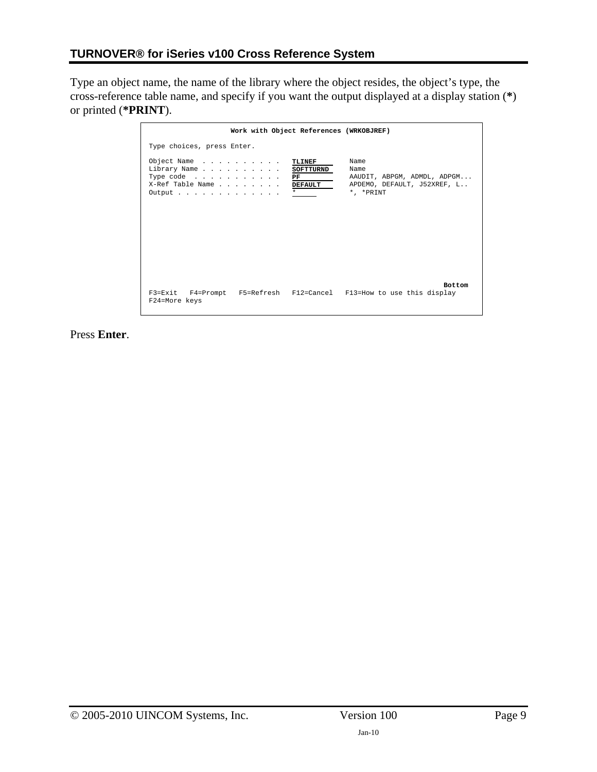Type an object name, the name of the library where the object resides, the object's type, the cross-reference table name, and specify if you want the output displayed at a display station (**\***) or printed (**\*PRINT**).

```
                    Work with Object References (WRKOBJREF)

 Type choices, press Enter.

 Object Name  . . . . . . . . . .   TLINEF        Name
 Library Name . . . . . . . . . .   SOFTTURND     Name
 Type code  . . . . . . . . . . .   PF            AAUDIT, ABPGM, ADMDL, ADPGM...
 X-Ref Table Name . . . . . . . .   DEFAULT       APDEMO, DEFAULT, J52XREF, L..
 Output . . . . . . . . . . . . .   *             *, *PRINT










                                                                         Bottom
 F3=Exit   F4=Prompt   F5=Refresh   F12=Cancel   F13=How to use this display
 F24=More keys
```

Press **Enter**.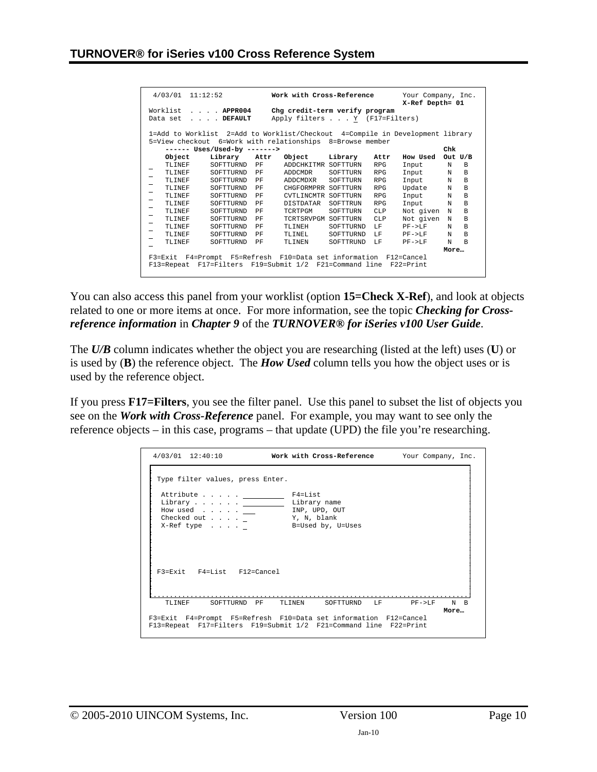```
 4/03/01  11:12:52            Work with Cross-Reference       Your Company, Inc.
                                                              X-Ref Depth= 01
Worklist  . . . . APPR004     Chg credit-term verify program
Data set  . . . . DEFAULT     Apply filters . . . Y  (F17=Filters)

1=Add to Worklist  2=Add to Worklist/Checkout  4=Compile in Development library
5=View checkout  6=Work with relationships  8=Browse member
    ------ Uses/Used-by ------->                                          Chk
    Object     Library    Attr   Object     Library    Attr   How Used  Out U/B
_   TLINEF     SOFTTURND  PF     ADDCHKITMR SOFTTURN   RPG    Input      N   B
_   TLINEF     SOFTTURND  PF     ADDCMDR    SOFTTURN   RPG    Input      N   B
_   TLINEF     SOFTTURND  PF     ADDCMDXR   SOFTTURN   RPG    Input      N   B
_   TLINEF     SOFTTURND  PF     CHGFORMPRR SOFTTURN   RPG    Update     N   B
_   TLINEF     SOFTTURND  PF     CVTLINCMTR SOFTTURN   RPG    Input      N   B
_   TLINEF     SOFTTURND  PF     DISTDATAR  SOFTTRUN   RPG    Input      N   B
_   TLINEF     SOFTTURND  PF     TCRTPGM    SOFTTURN   CLP    Not given  N   B
_   TLINEF     SOFTTURND  PF     TCRTSRVPGM SOFTTURN   CLP    Not given  N   B
_   TLINEF     SOFTTURND  PF     TLINEH     SOFTTURND  LF     PF->LF     N   B
_   TLINEF     SOFTTURND  PF     TLINEL     SOFTTURND  LF     PF->LF     N   B
_   TLINEF     SOFTTURND  PF     TLINEN     SOFTTRUND  LF     PF->LF     N   B
                                                                        More…
F3=Exit  F4=Prompt  F5=Refresh  F10=Data set information  F12=Cancel
F13=Repeat  F17=Filters  F19=Submit 1/2  F21=Command line  F22=Print
```

You can also access this panel from your worklist (option **15=Check X-Ref**), and look at objects related to one or more items at once. For more information, see the topic ***Checking for Cross-reference information*** in ***Chapter 9*** of the ***TURNOVER® for iSeries v100 User Guide***.

The ***U/B*** column indicates whether the object you are researching (listed at the left) uses (**U**) or is used by (**B**) the reference object. The ***How Used*** column tells you how the object uses or is used by the reference object.

If you press **F17=Filters**, you see the filter panel. Use this panel to subset the list of objects you see on the ***Work with Cross-Reference*** panel. For example, you may want to see only the reference objects – in this case, programs – that update (UPD) the file you're researching.

```
 4/03/01  12:40:10            Work with Cross-Reference       Your Company, Inc.

 Type filter values, press Enter.

  Attribute . . . . . __________   F4=List
  Library . . . . . . __________   Library name
  How used  . . . . . ___          INP, UPD, OUT
  Checked out . . . . _            Y, N, blank
  X-Ref type  . . . . _            B=Used by, U=Uses




 F3=Exit   F4=List   F12=Cancel


...............................................................................
    TLINEF     SOFTTURND  PF    TLINEN     SOFTTURND  LF       PF->LF     N  B
                                                                        More…
F3=Exit  F4=Prompt  F5=Refresh  F10=Data set information  F12=Cancel
F13=Repeat  F17=Filters  F19=Submit 1/2  F21=Command line  F22=Print
```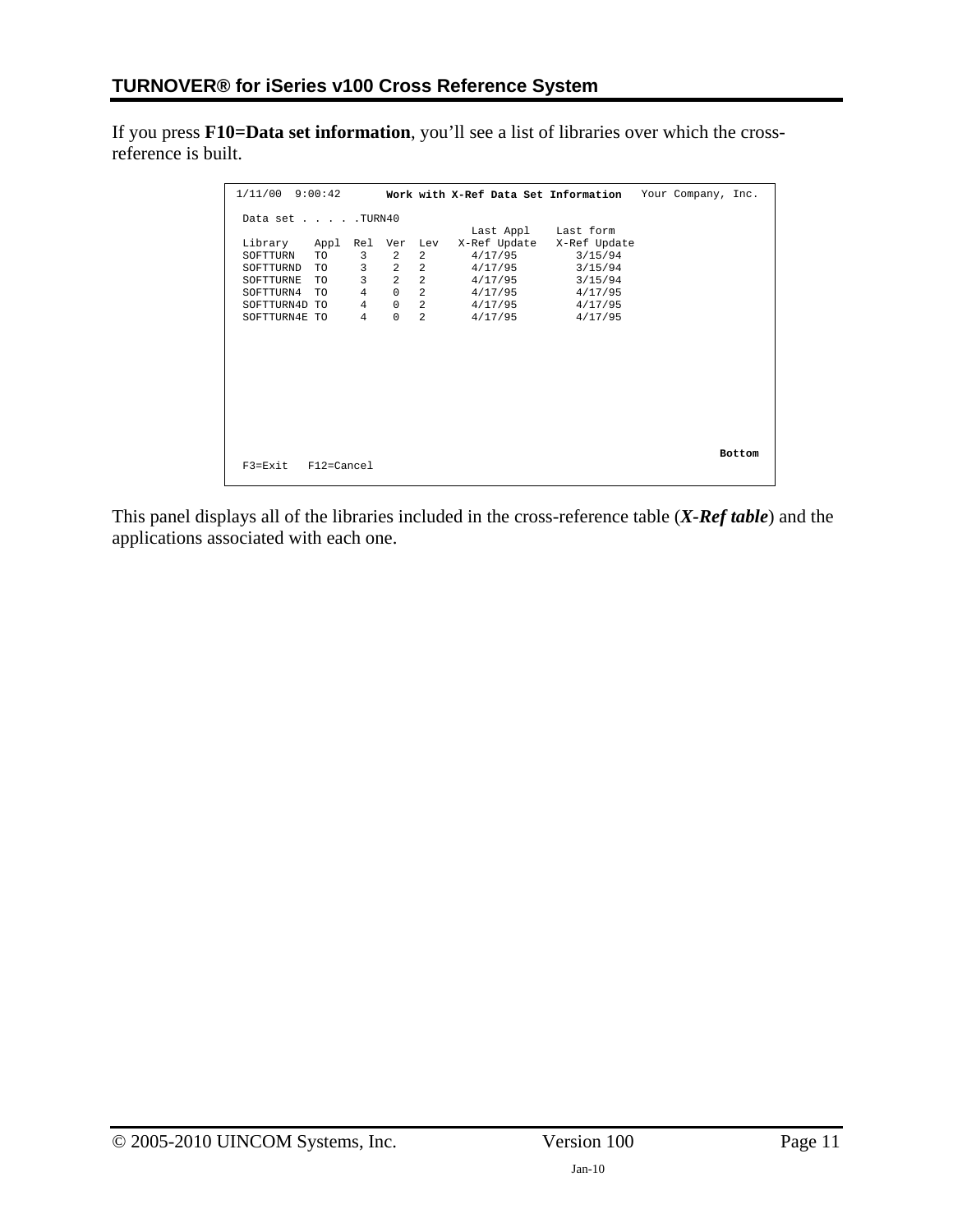If you press **F10=Data set information**, you'll see a list of libraries over which the cross-reference is built.

```
1/11/00  9:00:42       Work with X-Ref Data Set Information   Your Company, Inc.

 Data set . . . . .TURN40
                                       Last Appl    Last form
 Library    Appl  Rel  Ver  Lev   X-Ref Update   X-Ref Update
 SOFTTURN   TO     3    2   2       4/17/95         3/15/94
 SOFTTURND  TO     3    2   2       4/17/95         3/15/94
 SOFTTURNE  TO     3    2   2       4/17/95         3/15/94
 SOFTTURN4  TO     4    0   2       4/17/95         4/17/95
 SOFTTURN4D TO     4    0   2       4/17/95         4/17/95
 SOFTTURN4E TO     4    0   2       4/17/95         4/17/95


















                                                                      Bottom
 F3=Exit   F12=Cancel
```

This panel displays all of the libraries included in the cross-reference table (***X-Ref table***) and the applications associated with each one.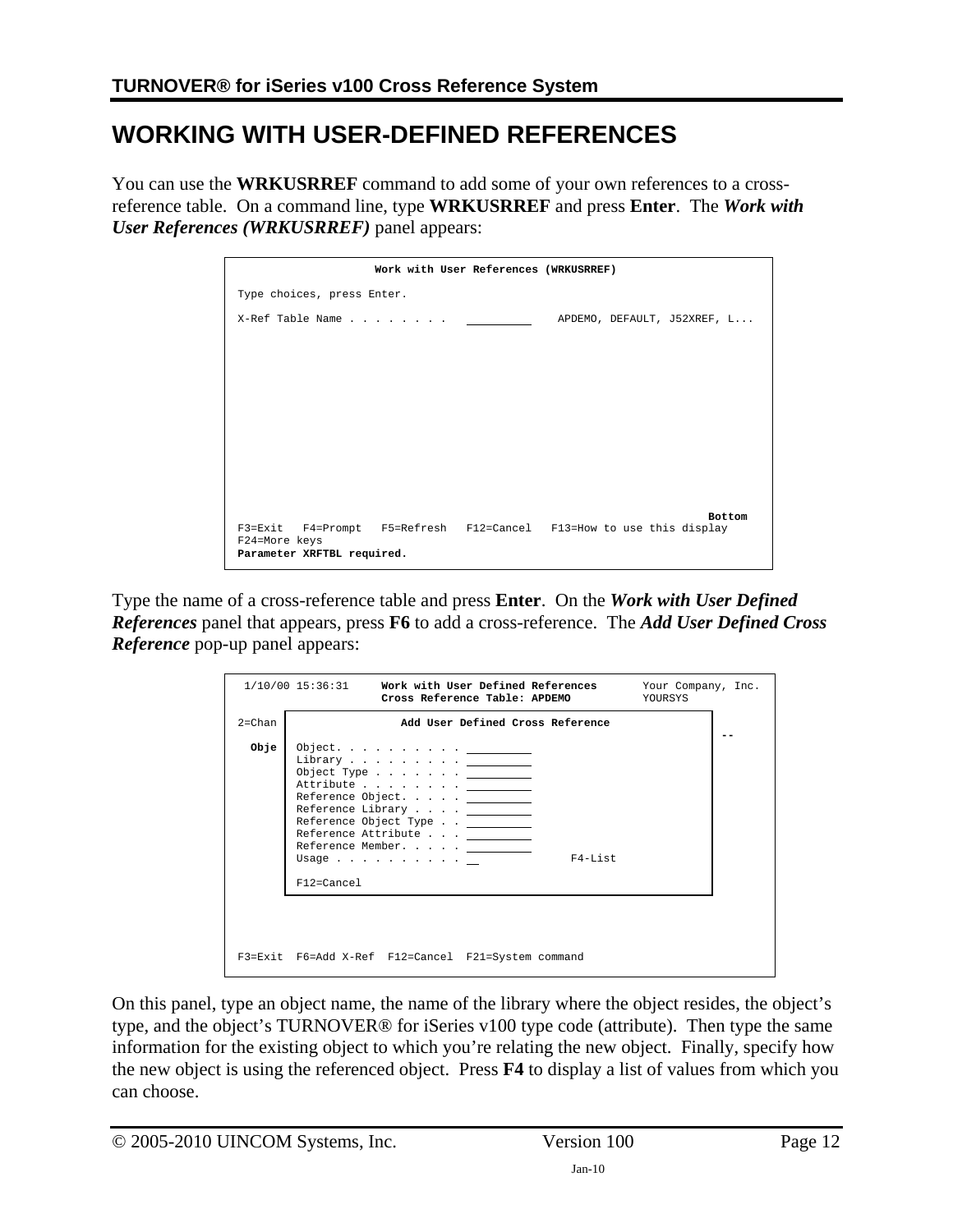# WORKING WITH USER-DEFINED REFERENCES

You can use the **WRKUSRREF** command to add some of your own references to a cross-reference table. On a command line, type **WRKUSRREF** and press **Enter**. The ***Work with User References (WRKUSRREF)*** panel appears:

```
                    Work with User References (WRKUSRREF)

 Type choices, press Enter.

 X-Ref Table Name . . . . . . . .   __________      APDEMO, DEFAULT, J52XREF, L...

















                                                                          Bottom
 F3=Exit   F4=Prompt   F5=Refresh   F12=Cancel   F13=How to use this display
 F24=More keys
 Parameter XRFTBL required.
```

Type the name of a cross-reference table and press **Enter**. On the ***Work with User Defined References*** panel that appears, press **F6** to add a cross-reference. The ***Add User Defined Cross Reference*** pop-up panel appears:

```
  1/10/00 15:36:31     Work with User Defined References       Your Company, Inc.
                       Cross Reference Table: APDEMO           YOURSYS

 2=Chan                   Add User Defined Cross Reference
                                                                          --
   Obje    Object. . . . . . . . . .  __________
           Library . . . . . . . . .  __________
           Object Type . . . . . . .  __________
           Attribute . . . . . . . .  __________
           Reference Object. . . . .  __________
           Reference Library . . . .  __________
           Reference Object Type . .  __________
           Reference Attribute . . .  __________
           Reference Member. . . . .  __________
           Usage . . . . . . . . . .  __               F4-List

           F12=Cancel




 F3=Exit  F6=Add X-Ref  F12=Cancel  F21=System command
```

On this panel, type an object name, the name of the library where the object resides, the object's type, and the object's TURNOVER® for iSeries v100 type code (attribute). Then type the same information for the existing object to which you're relating the new object. Finally, specify how the new object is using the referenced object. Press **F4** to display a list of values from which you can choose.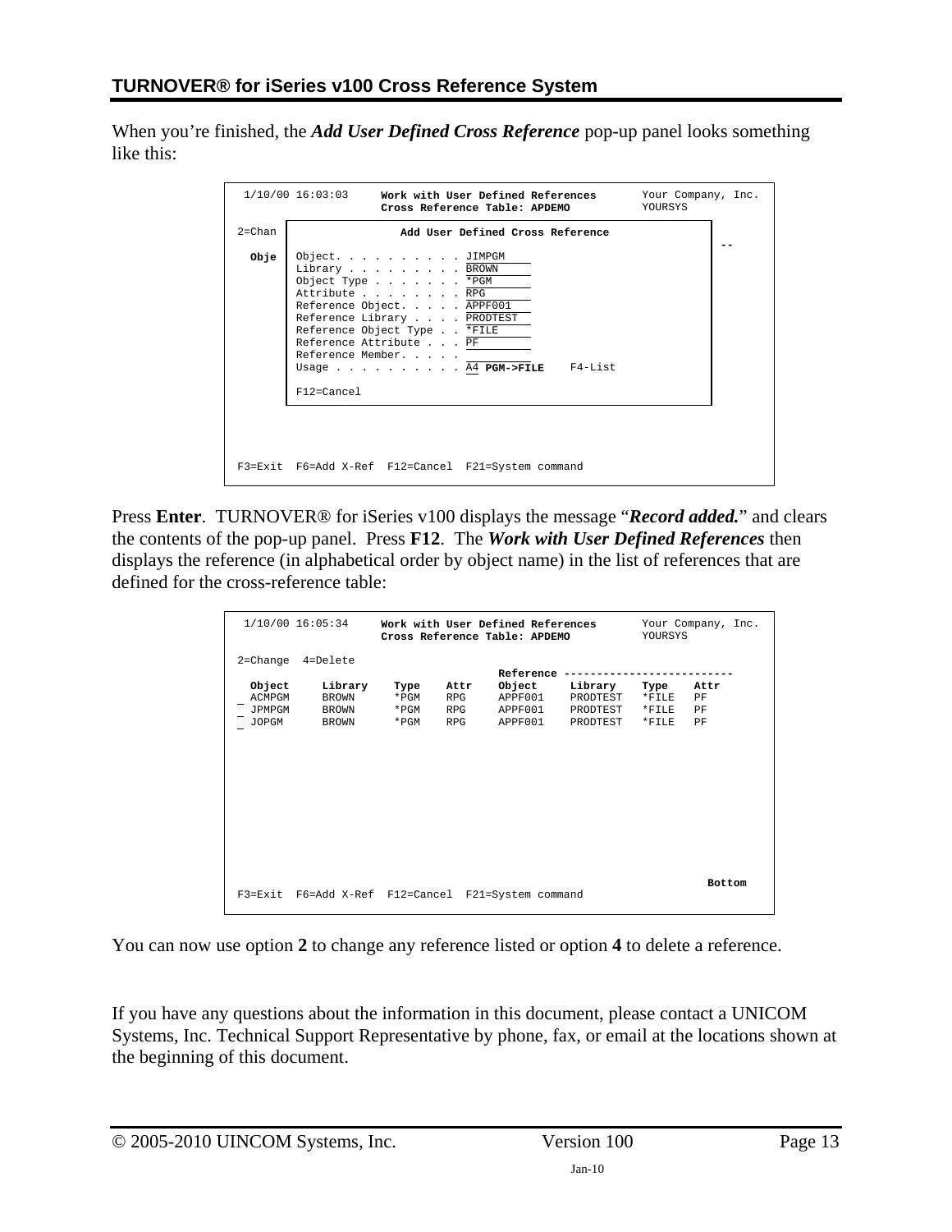When you're finished, the ***Add User Defined Cross Reference*** pop-up panel looks something like this:

```
 1/10/00 16:03:03     Work with User Defined References        Your Company, Inc.
                      Cross Reference Table: APDEMO            YOURSYS

2=Chan                      Add User Defined Cross Reference
                                                                                --
 Obje   Object. . . . . . . . . . JIMPGM
        Library . . . . . . . . . BROWN
        Object Type . . . . . . . *PGM
        Attribute . . . . . . . . RPG
        Reference Object. . . . . APPF001
        Reference Library . . . . PRODTEST
        Reference Object Type . . *FILE
        Reference Attribute . . . PF
        Reference Member. . . . .
        Usage . . . . . . . . . . A4 PGM->FILE    F4-List

        F12=Cancel




F3=Exit  F6=Add X-Ref  F12=Cancel  F21=System command
```

Press **Enter**. TURNOVER® for iSeries v100 displays the message "***Record added.***" and clears the contents of the pop-up panel. Press **F12**. The ***Work with User Defined References*** then displays the reference (in alphabetical order by object name) in the list of references that are defined for the cross-reference table:

```
 1/10/00 16:05:34     Work with User Defined References        Your Company, Inc.
                      Cross Reference Table: APDEMO            YOURSYS

2=Change  4=Delete
                                            Reference -------------------------
  Object     Library    Type    Attr    Object     Library    Type    Attr
_ ACMPGM     BROWN      *PGM    RPG     APPF001    PRODTEST   *FILE   PF
_ JPMPGM     BROWN      *PGM    RPG     APPF001    PRODTEST   *FILE   PF
_ JOPGM      BROWN      *PGM    RPG     APPF001    PRODTEST   *FILE   PF










                                                                          Bottom
F3=Exit  F6=Add X-Ref  F12=Cancel  F21=System command
```

You can now use option **2** to change any reference listed or option **4** to delete a reference.

If you have any questions about the information in this document, please contact a UNICOM Systems, Inc. Technical Support Representative by phone, fax, or email at the locations shown at the beginning of this document.